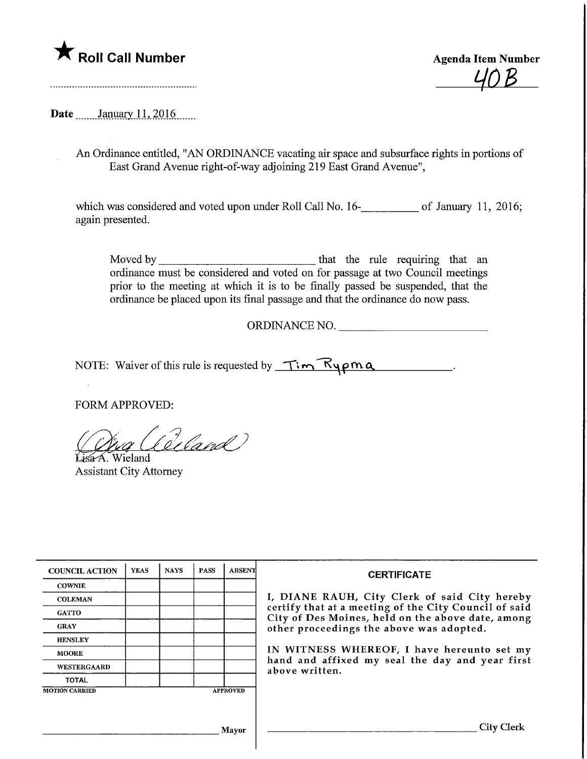★ **Roll Call Number**

.............................................................

**Agenda Item Number**

40B

**Date** January 11, 2016

An Ordinance entitled, "AN ORDINANCE vacating air space and subsurface rights in portions of East Grand Avenue right-of-way adjoining 219 East Grand Avenue",

which was considered and voted upon under Roll Call No. 16-__________ of January 11, 2016; again presented.

Moved by ____________________________ that the rule requiring that an ordinance must be considered and voted on for passage at two Council meetings prior to the meeting at which it is to be finally passed be suspended, that the ordinance be placed upon its final passage and that the ordinance do now pass.

ORDINANCE NO. ____________________

NOTE: Waiver of this rule is requested by Tim Rypma.

FORM APPROVED:

Lisa A. Wieland
Assistant City Attorney

| COUNCIL ACTION | YEAS | NAYS | PASS | ABSENT |
|---|---|---|---|---|
| COWNIE | | | | |
| COLEMAN | | | | |
| GATTO | | | | |
| GRAY | | | | |
| HENSLEY | | | | |
| MOORE | | | | |
| WESTERGAARD | | | | |
| TOTAL | | | | |

MOTION CARRIED APPROVED

______________________________ Mayor

**CERTIFICATE**

I, DIANE RAUH, City Clerk of said City hereby certify that at a meeting of the City Council of said City of Des Moines, held on the above date, among other proceedings the above was adopted.

IN WITNESS WHEREOF, I have hereunto set my hand and affixed my seal the day and year first above written.

______________________________ City Clerk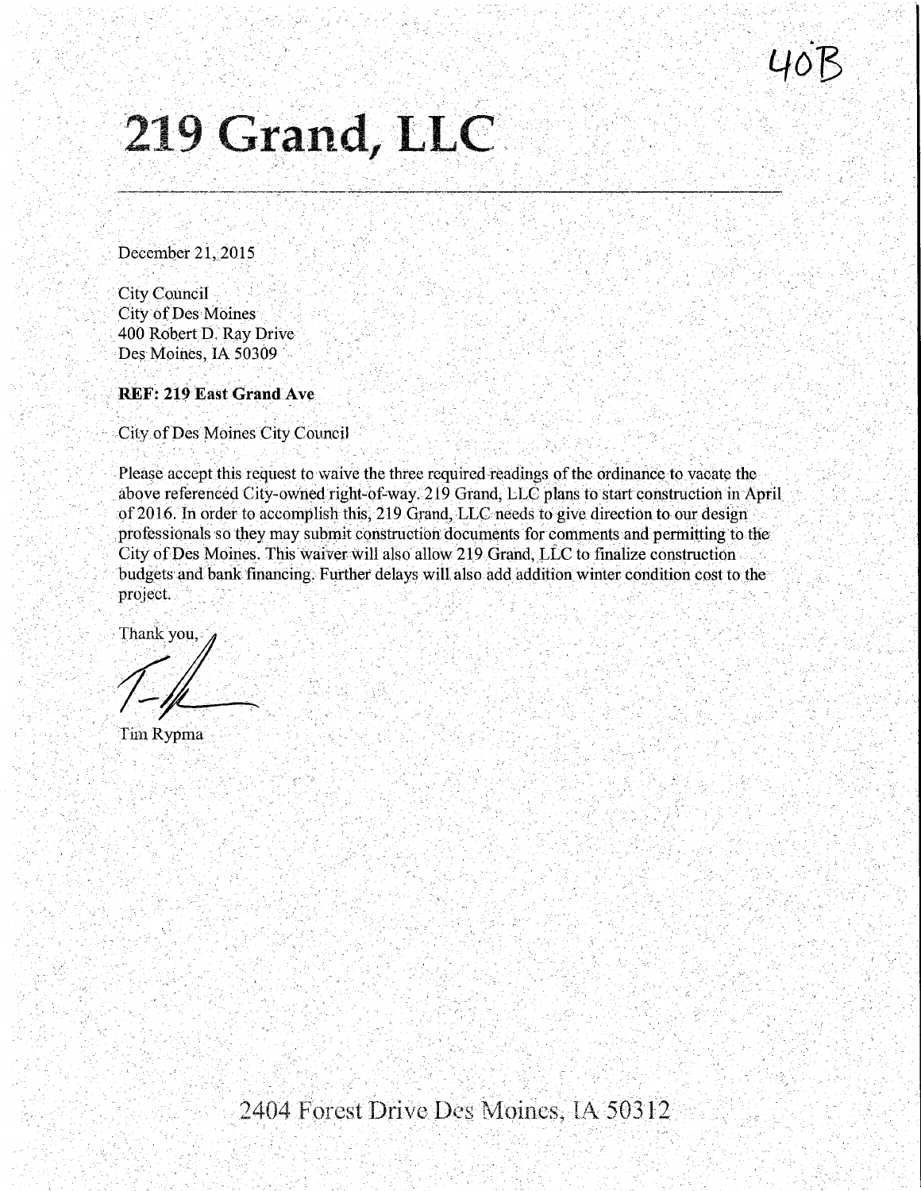40B

# 219 Grand, LLC

---

December 21, 2015

City Council
City of Des Moines
400 Robert D. Ray Drive
Des Moines, IA 50309

**REF: 219 East Grand Ave**

City of Des Moines City Council

Please accept this request to waive the three required readings of the ordinance to vacate the above referenced City-owned right-of-way. 219 Grand, LLC plans to start construction in April of 2016. In order to accomplish this, 219 Grand, LLC needs to give direction to our design professionals so they may submit construction documents for comments and permitting to the City of Des Moines. This waiver will also allow 219 Grand, LLC to finalize construction budgets and bank financing. Further delays will also add addition winter condition cost to the project.

Thank you,

Tim Rypma

2404 Forest Drive Des Moines, IA 50312